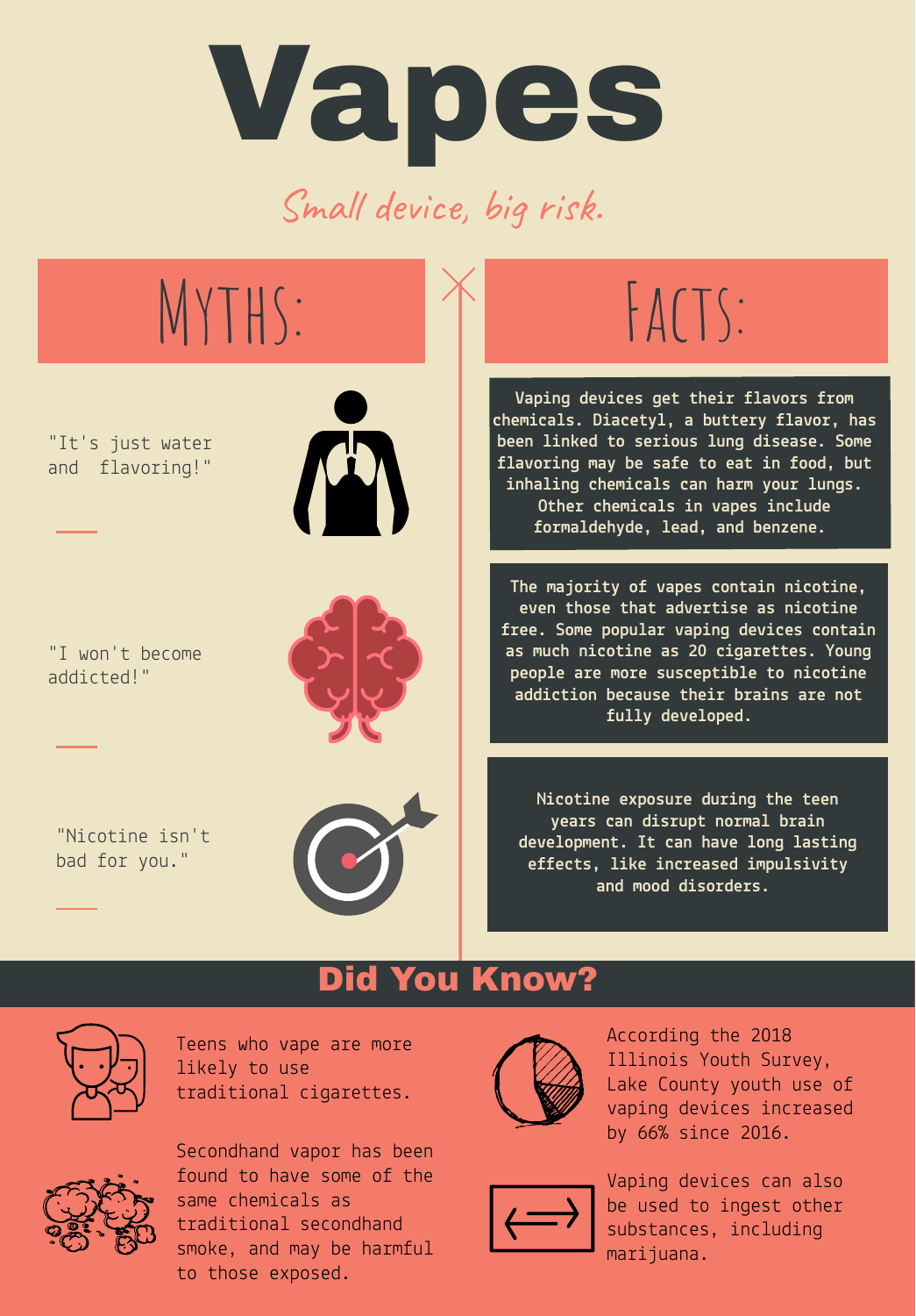# Vapes

*Small device, big risk.*

| Myths: | Facts: |
| --- | --- |
| "It's just water and flavoring!" | Vaping devices get their flavors from chemicals. Diacetyl, a buttery flavor, has been linked to serious lung disease. Some flavoring may be safe to eat in food, but inhaling chemicals can harm your lungs. Other chemicals in vapes include formaldehyde, lead, and benzene. |
| "I won't become addicted!" | The majority of vapes contain nicotine, even those that advertise as nicotine free. Some popular vaping devices contain as much nicotine as 20 cigarettes. Young people are more susceptible to nicotine addiction because their brains are not fully developed. |
| "Nicotine isn't bad for you." | Nicotine exposure during the teen years can disrupt normal brain development. It can have long lasting effects, like increased impulsivity and mood disorders. |

## Did You Know?

Teens who vape are more likely to use traditional cigarettes.

Secondhand vapor has been found to have some of the same chemicals as traditional secondhand smoke, and may be harmful to those exposed.

According the 2018 Illinois Youth Survey, Lake County youth use of vaping devices increased by 66% since 2016.

Vaping devices can also be used to ingest other substances, including marijuana.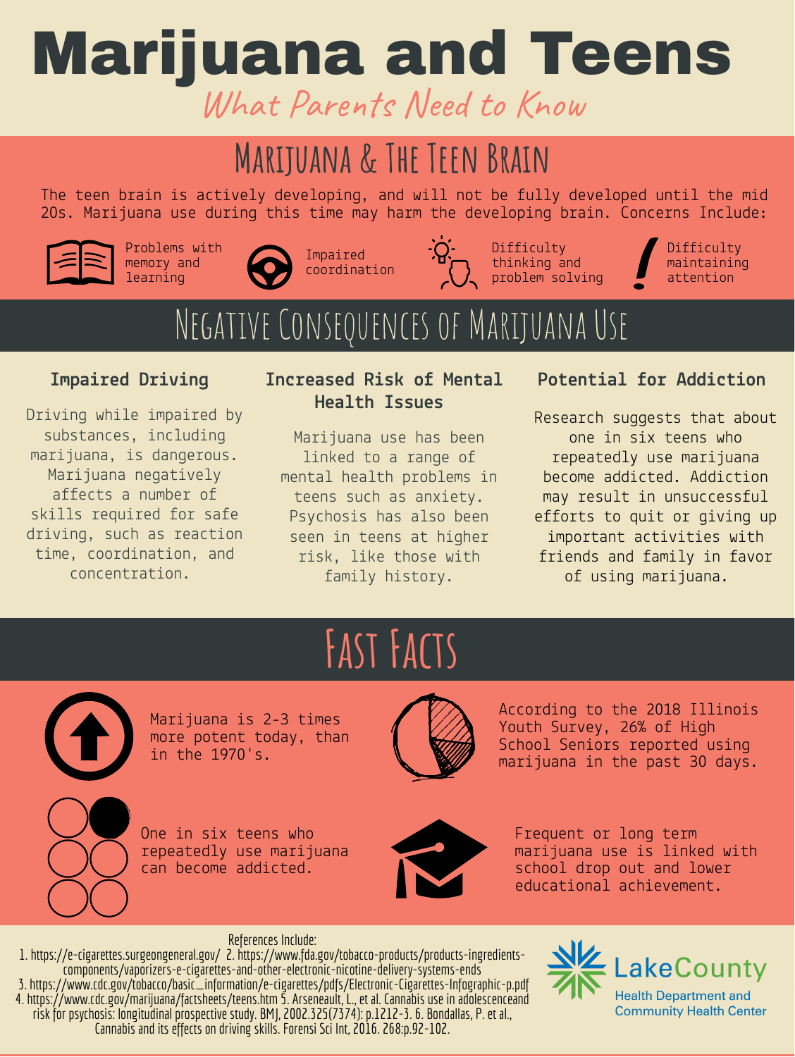# Marijuana and Teens

*What Parents Need to Know*

## Marijuana & The Teen Brain

The teen brain is actively developing, and will not be fully developed until the mid 20s. Marijuana use during this time may harm the developing brain. Concerns Include:

- Problems with memory and learning
- Impaired coordination
- Difficulty thinking and problem solving
- Difficulty maintaining attention

## Negative Consequences of Marijuana Use

### Impaired Driving

Driving while impaired by substances, including marijuana, is dangerous. Marijuana negatively affects a number of skills required for safe driving, such as reaction time, coordination, and concentration.

### Increased Risk of Mental Health Issues

Marijuana use has been linked to a range of mental health problems in teens such as anxiety. Psychosis has also been seen in teens at higher risk, like those with family history.

### Potential for Addiction

Research suggests that about one in six teens who repeatedly use marijuana become addicted. Addiction may result in unsuccessful efforts to quit or giving up important activities with friends and family in favor of using marijuana.

## Fast Facts

- Marijuana is 2-3 times more potent today, than in the 1970's.
- According to the 2018 Illinois Youth Survey, 26% of High School Seniors reported using marijuana in the past 30 days.
- One in six teens who repeatedly use marijuana can become addicted.
- Frequent or long term marijuana use is linked with school drop out and lower educational achievement.

References Include:
1. https://e-cigarettes.surgeongeneral.gov/ 2. https://www.fda.gov/tobacco-products/products-ingredients-components/vaporizers-e-cigarettes-and-other-electronic-nicotine-delivery-systems-ends 3. https://www.cdc.gov/tobacco/basic_information/e-cigarettes/pdfs/Electronic-Cigarettes-Infographic-p.pdf 4. https://www.cdc.gov/marijuana/factsheets/teens.htm 5. Arseneault, L., et al. Cannabis use in adolescenceand risk for psychosis: longitudinal prospective study. BMJ, 2002.325(7374): p.1212-3. 6. Bondallas, P. et al., Cannabis and its effects on driving skills. Forensi Sci Int, 2016. 268:p.92-102.

LakeCounty
Health Department and Community Health Center